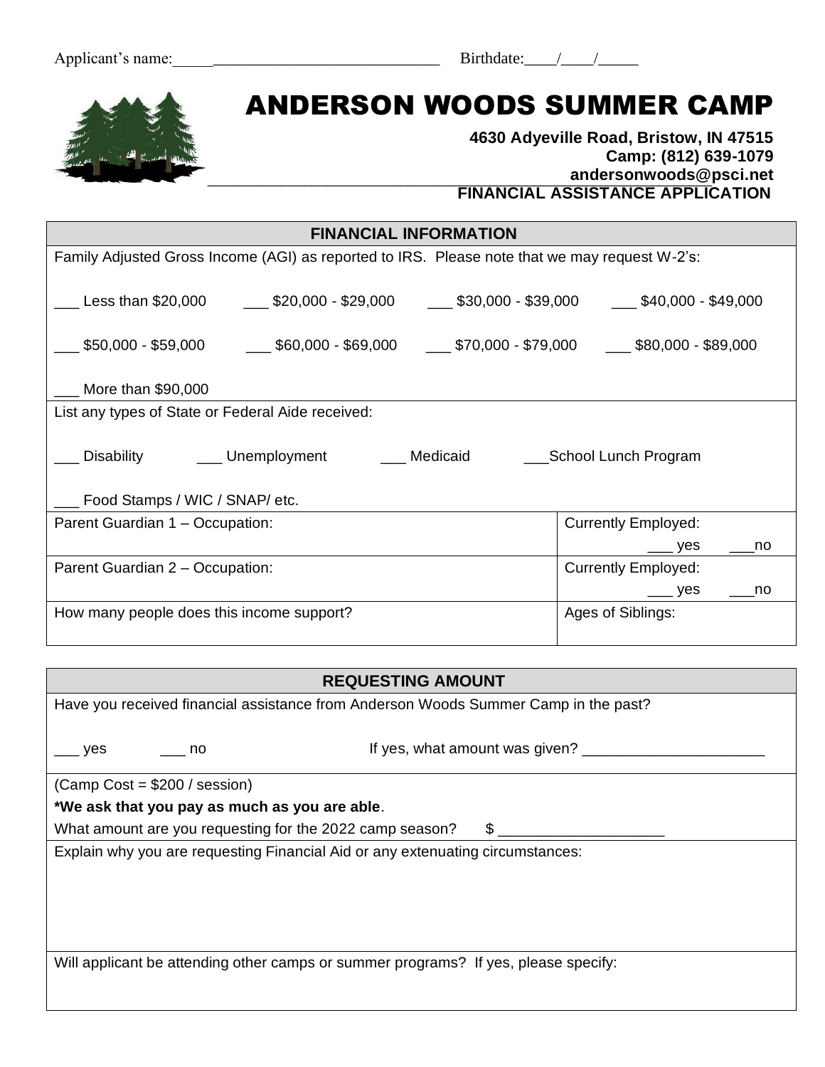Applicant's name:\_\_\_\_\_\_\_\_\_\_\_\_\_\_\_\_\_\_\_\_\_\_\_\_\_\_\_\_\_\_\_\_\_\_ Birthdate:\_\_\_\_/\_\_\_\_/\_\_\_\_\_

# ANDERSON WOODS SUMMER CAMP

**4630 Adyeville Road, Bristow, IN 47515**
**Camp: (812) 639-1079**
**andersonwoods@psci.net**

**FINANCIAL ASSISTANCE APPLICATION**

## FINANCIAL INFORMATION

Family Adjusted Gross Income (AGI) as reported to IRS. Please note that we may request W-2's:

\_\_\_ Less than $20,000 \_\_\_ $20,000 - $29,000 \_\_\_ $30,000 - $39,000 \_\_\_ $40,000 - $49,000

\_\_\_ $50,000 - $59,000 \_\_\_ $60,000 - $69,000 \_\_\_ $70,000 - $79,000 \_\_\_ $80,000 - $89,000

\_\_\_ More than $90,000

List any types of State or Federal Aide received:

\_\_\_ Disability \_\_\_ Unemployment \_\_\_ Medicaid \_\_\_School Lunch Program

\_\_\_ Food Stamps / WIC / SNAP/ etc.

| | |
|---|---|
| Parent Guardian 1 – Occupation: | Currently Employed: \_\_\_ yes \_\_\_no |
| Parent Guardian 2 – Occupation: | Currently Employed: \_\_\_ yes \_\_\_no |
| How many people does this income support? | Ages of Siblings: |

## REQUESTING AMOUNT

Have you received financial assistance from Anderson Woods Summer Camp in the past?

\_\_\_ yes \_\_\_ no If yes, what amount was given? \_\_\_\_\_\_\_\_\_\_\_\_\_\_\_\_\_\_\_\_\_\_

(Camp Cost = $200 / session)

**\*We ask that you pay as much as you are able**.

What amount are you requesting for the 2022 camp season? $ \_\_\_\_\_\_\_\_\_\_\_\_\_\_\_\_\_\_\_\_

Explain why you are requesting Financial Aid or any extenuating circumstances:

Will applicant be attending other camps or summer programs? If yes, please specify: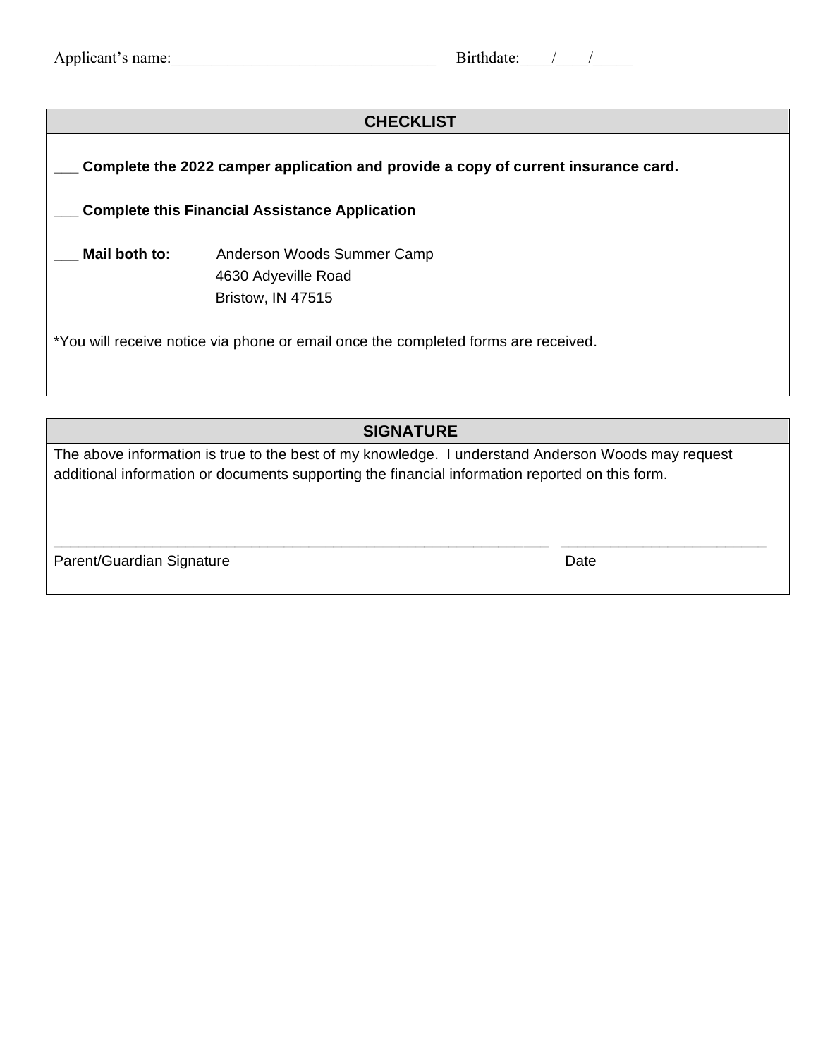Applicant's name:_________________________________ Birthdate:____/____/_____

## CHECKLIST

___ **Complete the 2022 camper application and provide a copy of current insurance card.**

___ **Complete this Financial Assistance Application**

___ **Mail both to:** Anderson Woods Summer Camp
4630 Adyeville Road
Bristow, IN 47515

*You will receive notice via phone or email once the completed forms are received.

## SIGNATURE

The above information is true to the best of my knowledge. I understand Anderson Woods may request additional information or documents supporting the financial information reported on this form.

_______________________________________________________________ _________________________

Parent/Guardian Signature Date